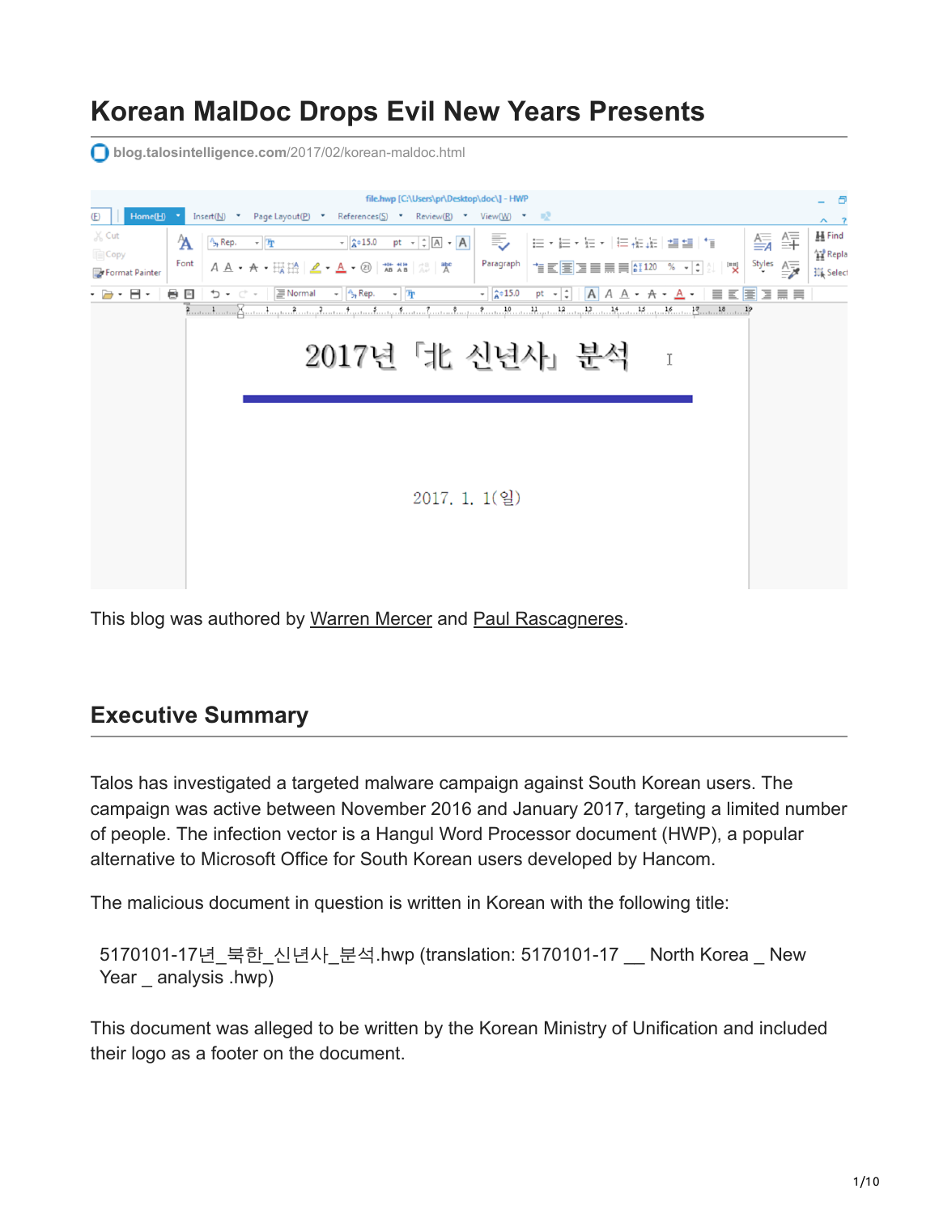# Korean MalDoc Drops Evil New Years Presents

blog.talosintelligence.com/2017/02/korean-maldoc.html

This blog was authored by Warren Mercer and Paul Rascagneres.

## Executive Summary

Talos has investigated a targeted malware campaign against South Korean users. The campaign was active between November 2016 and January 2017, targeting a limited number of people. The infection vector is a Hangul Word Processor document (HWP), a popular alternative to Microsoft Office for South Korean users developed by Hancom.

The malicious document in question is written in Korean with the following title:

> 5170101-17년_북한_신년사_분석.hwp (translation: 5170101-17 __ North Korea _ New Year _ analysis .hwp)

This document was alleged to be written by the Korean Ministry of Unification and included their logo as a footer on the document.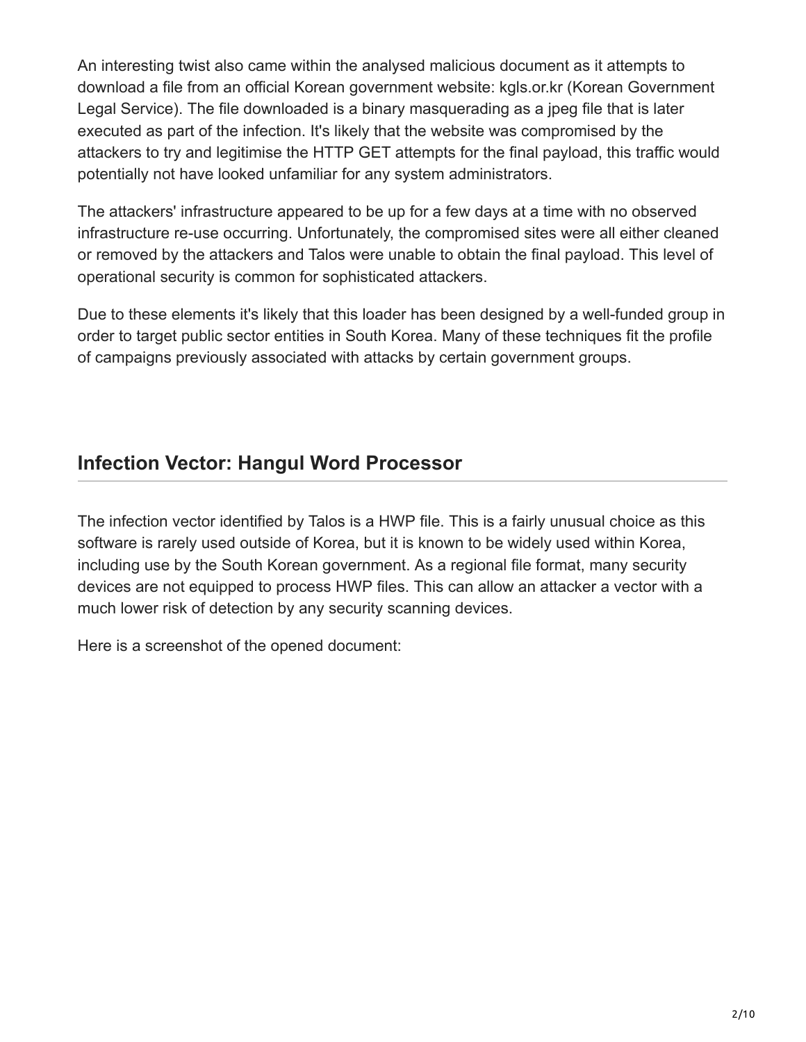An interesting twist also came within the analysed malicious document as it attempts to download a file from an official Korean government website: kgls.or.kr (Korean Government Legal Service). The file downloaded is a binary masquerading as a jpeg file that is later executed as part of the infection. It's likely that the website was compromised by the attackers to try and legitimise the HTTP GET attempts for the final payload, this traffic would potentially not have looked unfamiliar for any system administrators.

The attackers' infrastructure appeared to be up for a few days at a time with no observed infrastructure re-use occurring. Unfortunately, the compromised sites were all either cleaned or removed by the attackers and Talos were unable to obtain the final payload. This level of operational security is common for sophisticated attackers.

Due to these elements it's likely that this loader has been designed by a well-funded group in order to target public sector entities in South Korea. Many of these techniques fit the profile of campaigns previously associated with attacks by certain government groups.

## Infection Vector: Hangul Word Processor

The infection vector identified by Talos is a HWP file. This is a fairly unusual choice as this software is rarely used outside of Korea, but it is known to be widely used within Korea, including use by the South Korean government. As a regional file format, many security devices are not equipped to process HWP files. This can allow an attacker a vector with a much lower risk of detection by any security scanning devices.

Here is a screenshot of the opened document: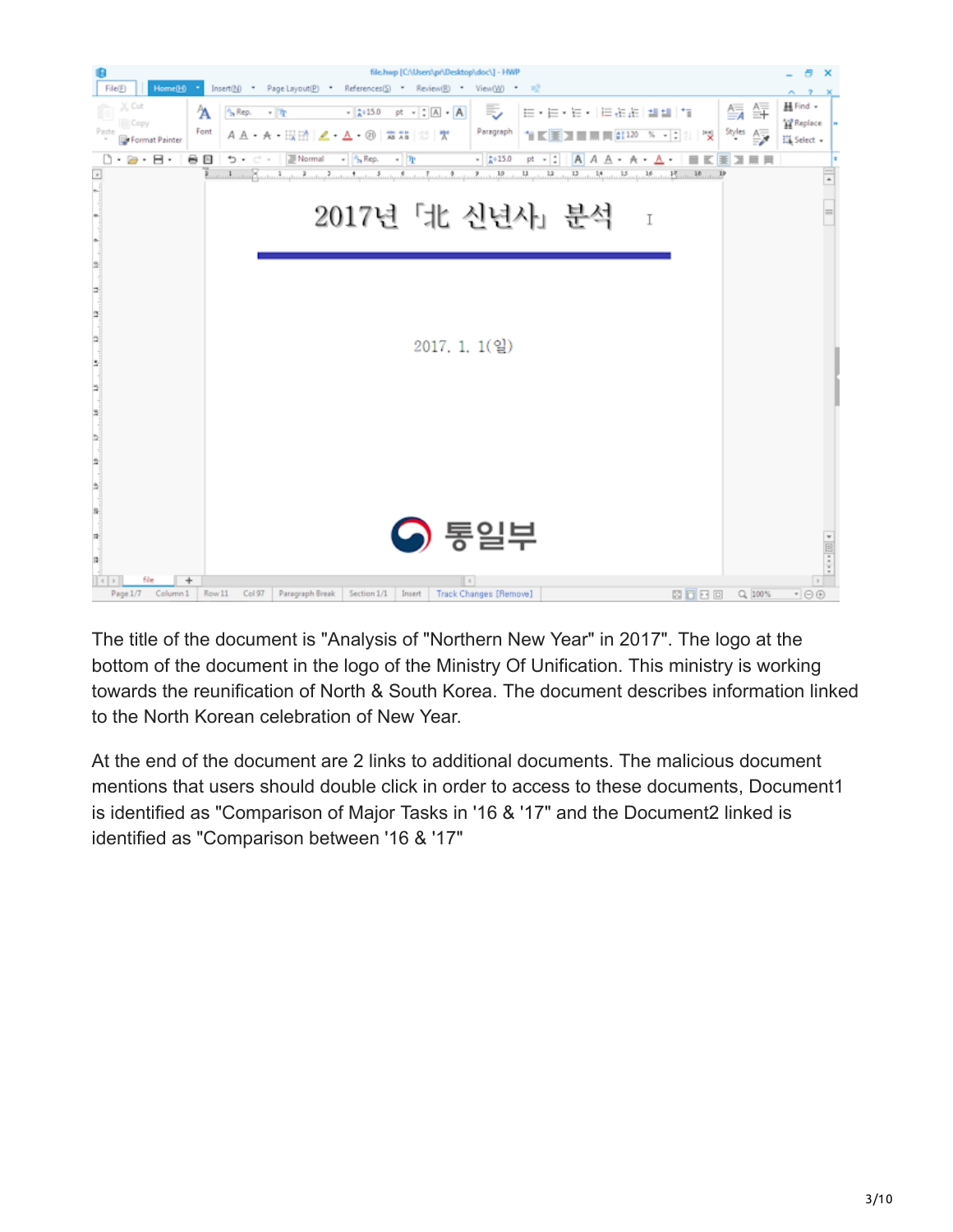The title of the document is "Analysis of "Northern New Year" in 2017". The logo at the bottom of the document in the logo of the Ministry Of Unification. This ministry is working towards the reunification of North & South Korea. The document describes information linked to the North Korean celebration of New Year.

At the end of the document are 2 links to additional documents. The malicious document mentions that users should double click in order to access to these documents, Document1 is identified as "Comparison of Major Tasks in '16 & '17" and the Document2 linked is identified as "Comparison between '16 & '17"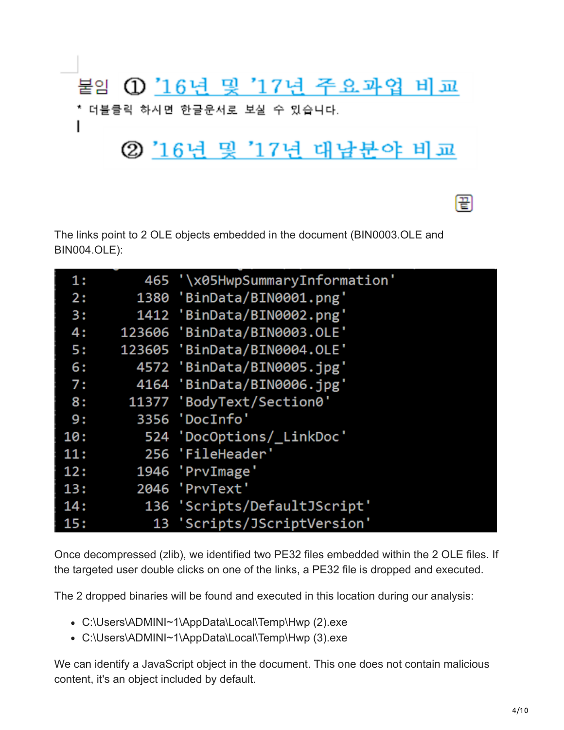붙임 ① '16년 및 '17년 주요과업 비교

* 더블클릭 하시면 한글문서로 보실 수 있습니다.

② '16년 및 '17년 대남분야 비교

끝

The links point to 2 OLE objects embedded in the document (BIN0003.OLE and BIN004.OLE):

```
 1:       465 '\x05HwpSummaryInformation'
 2:      1380 'BinData/BIN0001.png'
 3:      1412 'BinData/BIN0002.png'
 4:    123606 'BinData/BIN0003.OLE'
 5:    123605 'BinData/BIN0004.OLE'
 6:      4572 'BinData/BIN0005.jpg'
 7:      4164 'BinData/BIN0006.jpg'
 8:     11377 'BodyText/Section0'
 9:      3356 'DocInfo'
10:       524 'DocOptions/_LinkDoc'
11:       256 'FileHeader'
12:      1946 'PrvImage'
13:      2046 'PrvText'
14:       136 'Scripts/DefaultJScript'
15:        13 'Scripts/JScriptVersion'
```

Once decompressed (zlib), we identified two PE32 files embedded within the 2 OLE files. If the targeted user double clicks on one of the links, a PE32 file is dropped and executed.

The 2 dropped binaries will be found and executed in this location during our analysis:

- C:\Users\ADMINI~1\AppData\Local\Temp\Hwp (2).exe
- C:\Users\ADMINI~1\AppData\Local\Temp\Hwp (3).exe

We can identify a JavaScript object in the document. This one does not contain malicious content, it's an object included by default.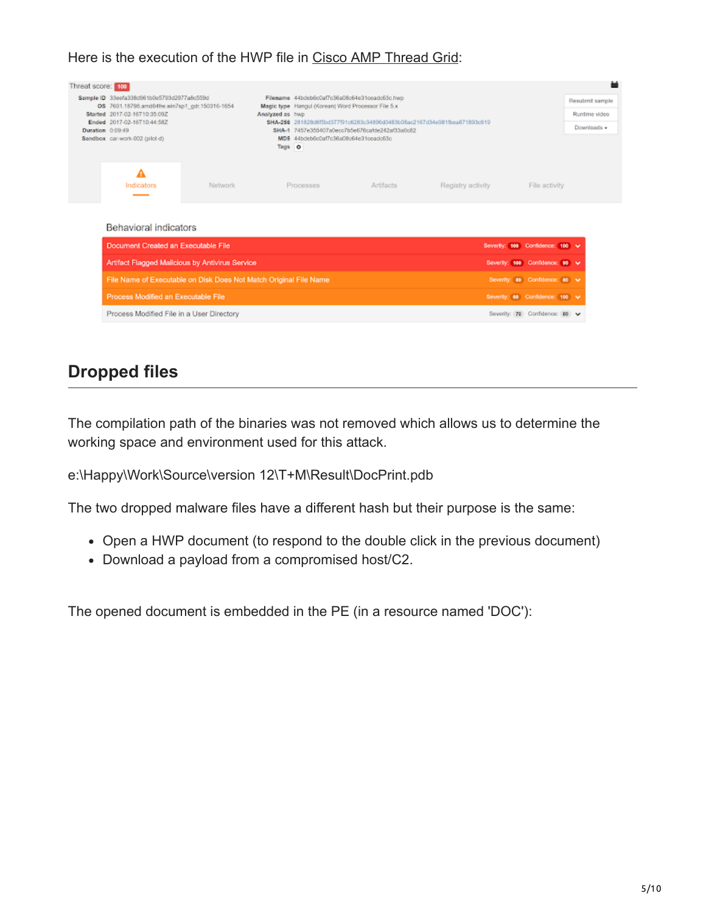Here is the execution of the HWP file in Cisco AMP Thread Grid:

## Dropped files

The compilation path of the binaries was not removed which allows us to determine the working space and environment used for this attack.

e:\Happy\Work\Source\version 12\T+M\Result\DocPrint.pdb

The two dropped malware files have a different hash but their purpose is the same:

- Open a HWP document (to respond to the double click in the previous document)
- Download a payload from a compromised host/C2.

The opened document is embedded in the PE (in a resource named 'DOC'):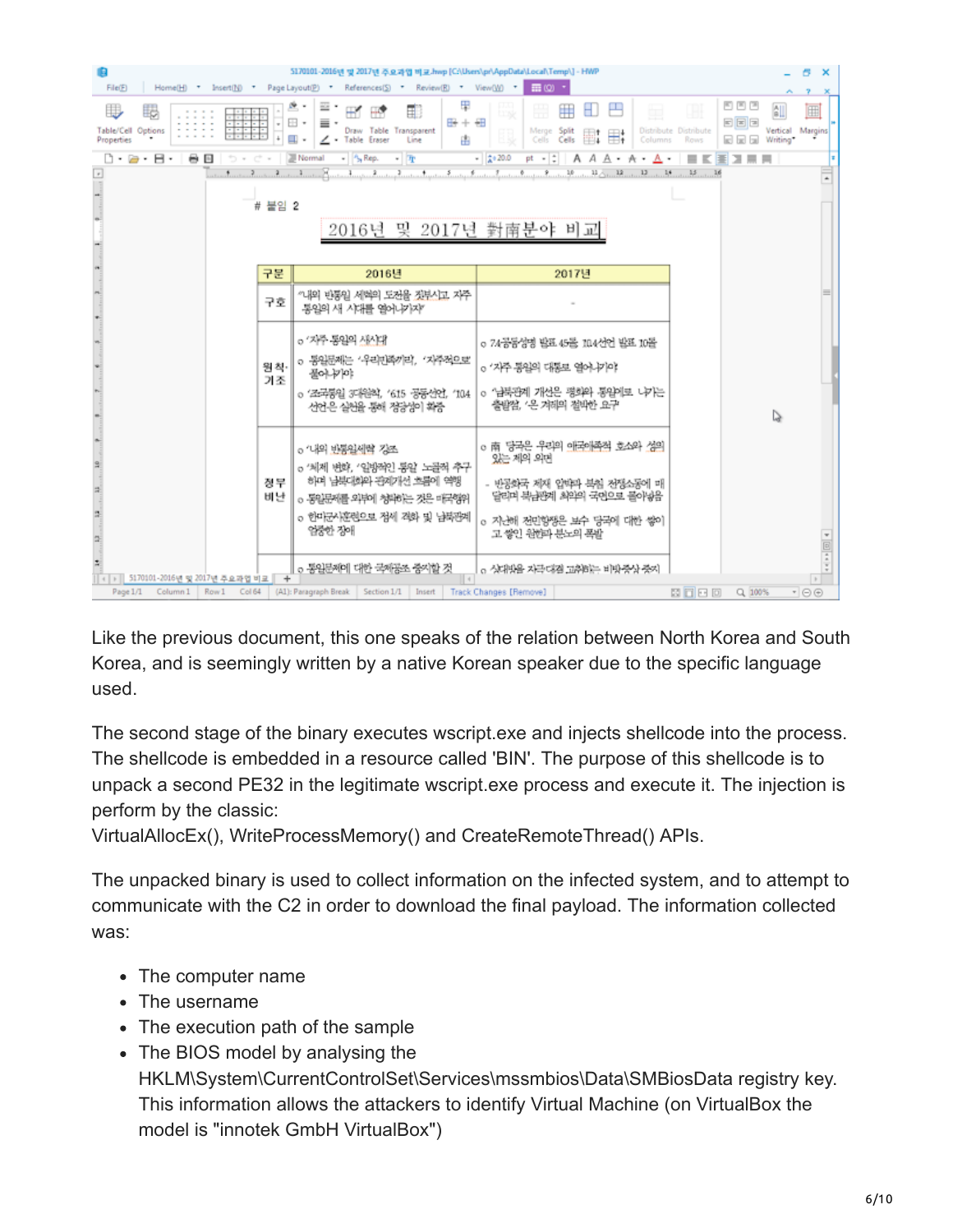Like the previous document, this one speaks of the relation between North Korea and South Korea, and is seemingly written by a native Korean speaker due to the specific language used.

The second stage of the binary executes wscript.exe and injects shellcode into the process. The shellcode is embedded in a resource called 'BIN'. The purpose of this shellcode is to unpack a second PE32 in the legitimate wscript.exe process and execute it. The injection is perform by the classic:
VirtualAllocEx(), WriteProcessMemory() and CreateRemoteThread() APIs.

The unpacked binary is used to collect information on the infected system, and to attempt to communicate with the C2 in order to download the final payload. The information collected was:

- The computer name
- The username
- The execution path of the sample
- The BIOS model by analysing the HKLM\System\CurrentControlSet\Services\mssmbios\Data\SMBiosData registry key. This information allows the attackers to identify Virtual Machine (on VirtualBox the model is "innotek GmbH VirtualBox")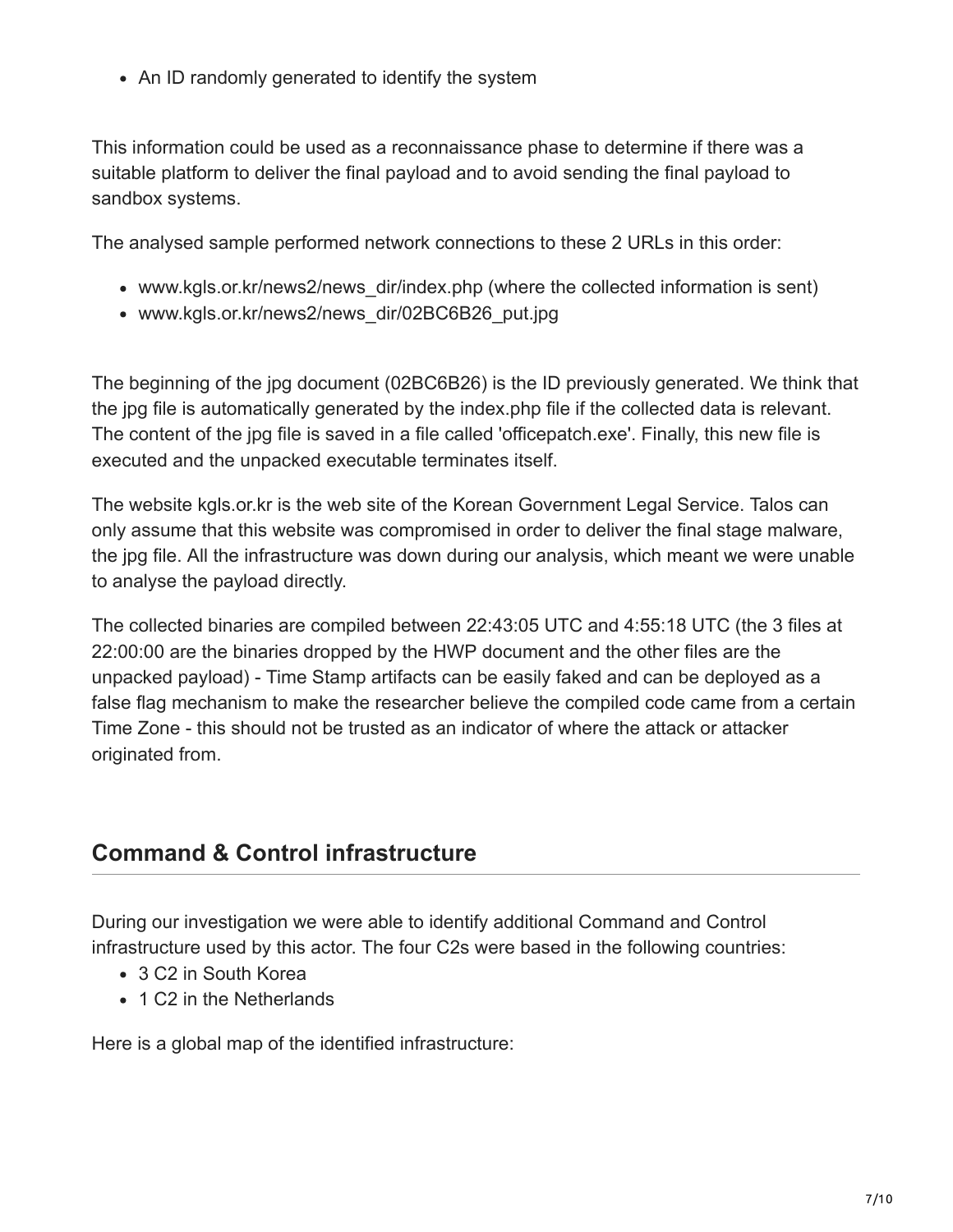- An ID randomly generated to identify the system

This information could be used as a reconnaissance phase to determine if there was a suitable platform to deliver the final payload and to avoid sending the final payload to sandbox systems.

The analysed sample performed network connections to these 2 URLs in this order:

- www.kgls.or.kr/news2/news_dir/index.php (where the collected information is sent)
- www.kgls.or.kr/news2/news_dir/02BC6B26_put.jpg

The beginning of the jpg document (02BC6B26) is the ID previously generated. We think that the jpg file is automatically generated by the index.php file if the collected data is relevant. The content of the jpg file is saved in a file called 'officepatch.exe'. Finally, this new file is executed and the unpacked executable terminates itself.

The website kgls.or.kr is the web site of the Korean Government Legal Service. Talos can only assume that this website was compromised in order to deliver the final stage malware, the jpg file. All the infrastructure was down during our analysis, which meant we were unable to analyse the payload directly.

The collected binaries are compiled between 22:43:05 UTC and 4:55:18 UTC (the 3 files at 22:00:00 are the binaries dropped by the HWP document and the other files are the unpacked payload) - Time Stamp artifacts can be easily faked and can be deployed as a false flag mechanism to make the researcher believe the compiled code came from a certain Time Zone - this should not be trusted as an indicator of where the attack or attacker originated from.

## Command & Control infrastructure

During our investigation we were able to identify additional Command and Control infrastructure used by this actor. The four C2s were based in the following countries:

- 3 C2 in South Korea
- 1 C2 in the Netherlands

Here is a global map of the identified infrastructure: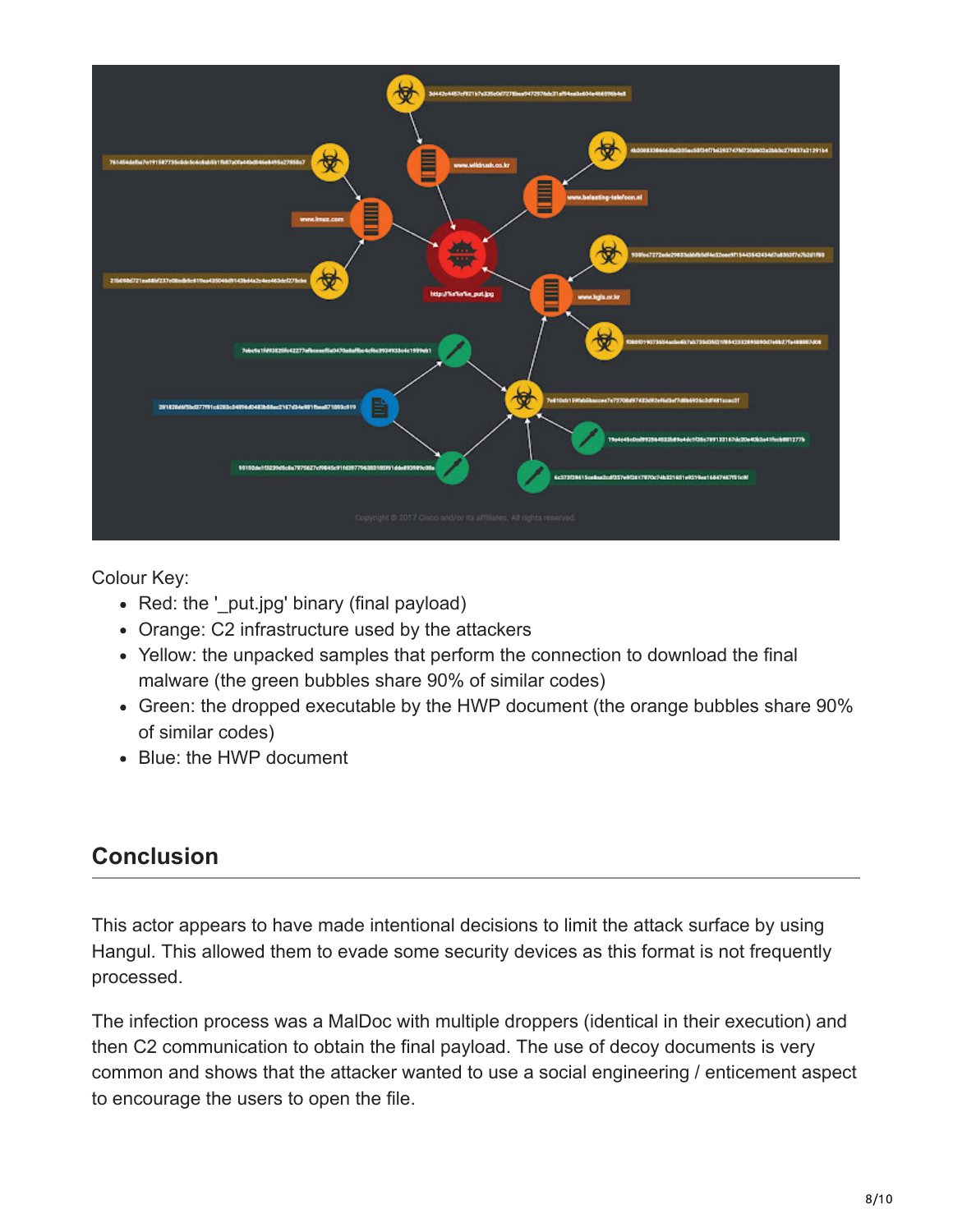Colour Key:

- Red: the '_put.jpg' binary (final payload)
- Orange: C2 infrastructure used by the attackers
- Yellow: the unpacked samples that perform the connection to download the final malware (the green bubbles share 90% of similar codes)
- Green: the dropped executable by the HWP document (the orange bubbles share 90% of similar codes)
- Blue: the HWP document

## Conclusion

This actor appears to have made intentional decisions to limit the attack surface by using Hangul. This allowed them to evade some security devices as this format is not frequently processed.

The infection process was a MalDoc with multiple droppers (identical in their execution) and then C2 communication to obtain the final payload. The use of decoy documents is very common and shows that the attacker wanted to use a social engineering / enticement aspect to encourage the users to open the file.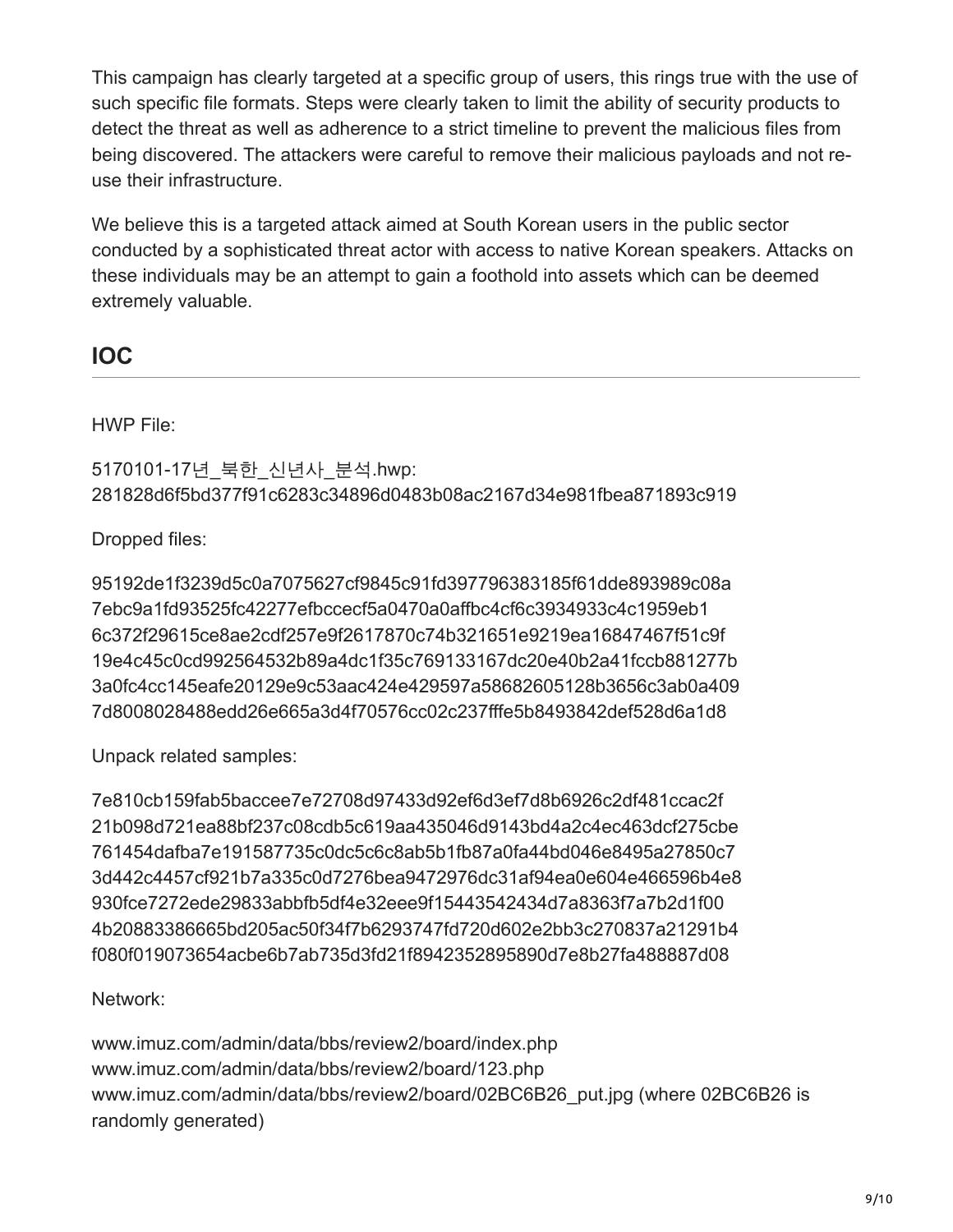This campaign has clearly targeted at a specific group of users, this rings true with the use of such specific file formats. Steps were clearly taken to limit the ability of security products to detect the threat as well as adherence to a strict timeline to prevent the malicious files from being discovered. The attackers were careful to remove their malicious payloads and not re-use their infrastructure.

We believe this is a targeted attack aimed at South Korean users in the public sector conducted by a sophisticated threat actor with access to native Korean speakers. Attacks on these individuals may be an attempt to gain a foothold into assets which can be deemed extremely valuable.

## IOC

HWP File:

5170101-17년_북한_신년사_분석.hwp:
281828d6f5bd377f91c6283c34896d0483b08ac2167d34e981fbea871893c919

Dropped files:

95192de1f3239d5c0a7075627cf9845c91fd397796383185f61dde893989c08a
7ebc9a1fd93525fc42277efbccecf5a0470a0affbc4cf6c3934933c4c1959eb1
6c372f29615ce8ae2cdf257e9f2617870c74b321651e9219ea16847467f51c9f
19e4c45c0cd992564532b89a4dc1f35c769133167dc20e40b2a41fccb881277b
3a0fc4cc145eafe20129e9c53aac424e429597a58682605128b3656c3ab0a409
7d8008028488edd26e665a3d4f70576cc02c237fffe5b8493842def528d6a1d8

Unpack related samples:

7e810cb159fab5baccee7e72708d97433d92ef6d3ef7d8b6926c2df481ccac2f
21b098d721ea88bf237c08cdb5c619aa435046d9143bd4a2c4ec463dcf275cbe
761454dafba7e191587735c0dc5c6c8ab5b1fb87a0fa44bd046e8495a27850c7
3d442c4457cf921b7a335c0d7276bea9472976dc31af94ea0e604e466596b4e8
930fce7272ede29833abbfb5df4e32eee9f15443542434d7a8363f7a7b2d1f00
4b20883386665bd205ac50f34f7b6293747fd720d602e2bb3c270837a21291b4
f080f019073654acbe6b7ab735d3fd21f8942352895890d7e8b27fa488887d08

Network:

www.imuz.com/admin/data/bbs/review2/board/index.php
www.imuz.com/admin/data/bbs/review2/board/123.php
www.imuz.com/admin/data/bbs/review2/board/02BC6B26_put.jpg (where 02BC6B26 is randomly generated)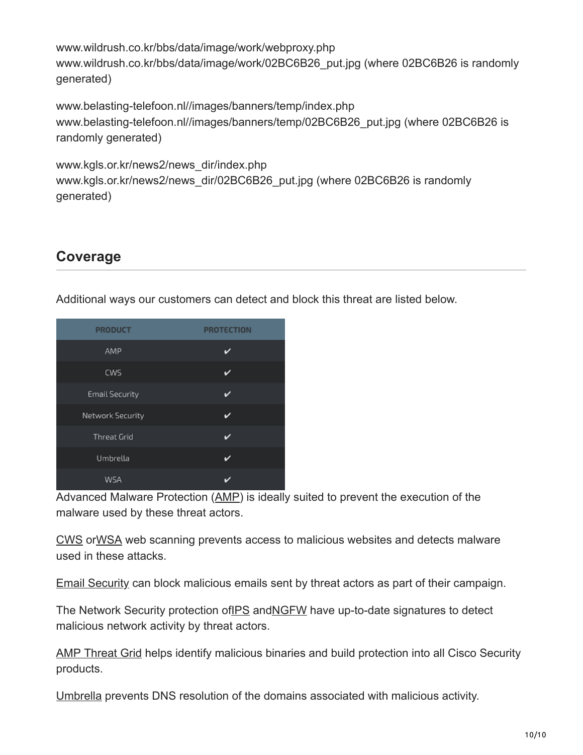www.wildrush.co.kr/bbs/data/image/work/webproxy.php
www.wildrush.co.kr/bbs/data/image/work/02BC6B26_put.jpg (where 02BC6B26 is randomly generated)

www.belasting-telefoon.nl//images/banners/temp/index.php
www.belasting-telefoon.nl//images/banners/temp/02BC6B26_put.jpg (where 02BC6B26 is randomly generated)

www.kgls.or.kr/news2/news_dir/index.php
www.kgls.or.kr/news2/news_dir/02BC6B26_put.jpg (where 02BC6B26 is randomly generated)

## Coverage

Additional ways our customers can detect and block this threat are listed below.

| PRODUCT | PROTECTION |
|---|---|
| AMP | ✔ |
| CWS | ✔ |
| Email Security | ✔ |
| Network Security | ✔ |
| Threat Grid | ✔ |
| Umbrella | ✔ |
| WSA | ✔ |

Advanced Malware Protection (AMP) is ideally suited to prevent the execution of the malware used by these threat actors.

CWS orWSA web scanning prevents access to malicious websites and detects malware used in these attacks.

Email Security can block malicious emails sent by threat actors as part of their campaign.

The Network Security protection ofIPS andNGFW have up-to-date signatures to detect malicious network activity by threat actors.

AMP Threat Grid helps identify malicious binaries and build protection into all Cisco Security products.

Umbrella prevents DNS resolution of the domains associated with malicious activity.